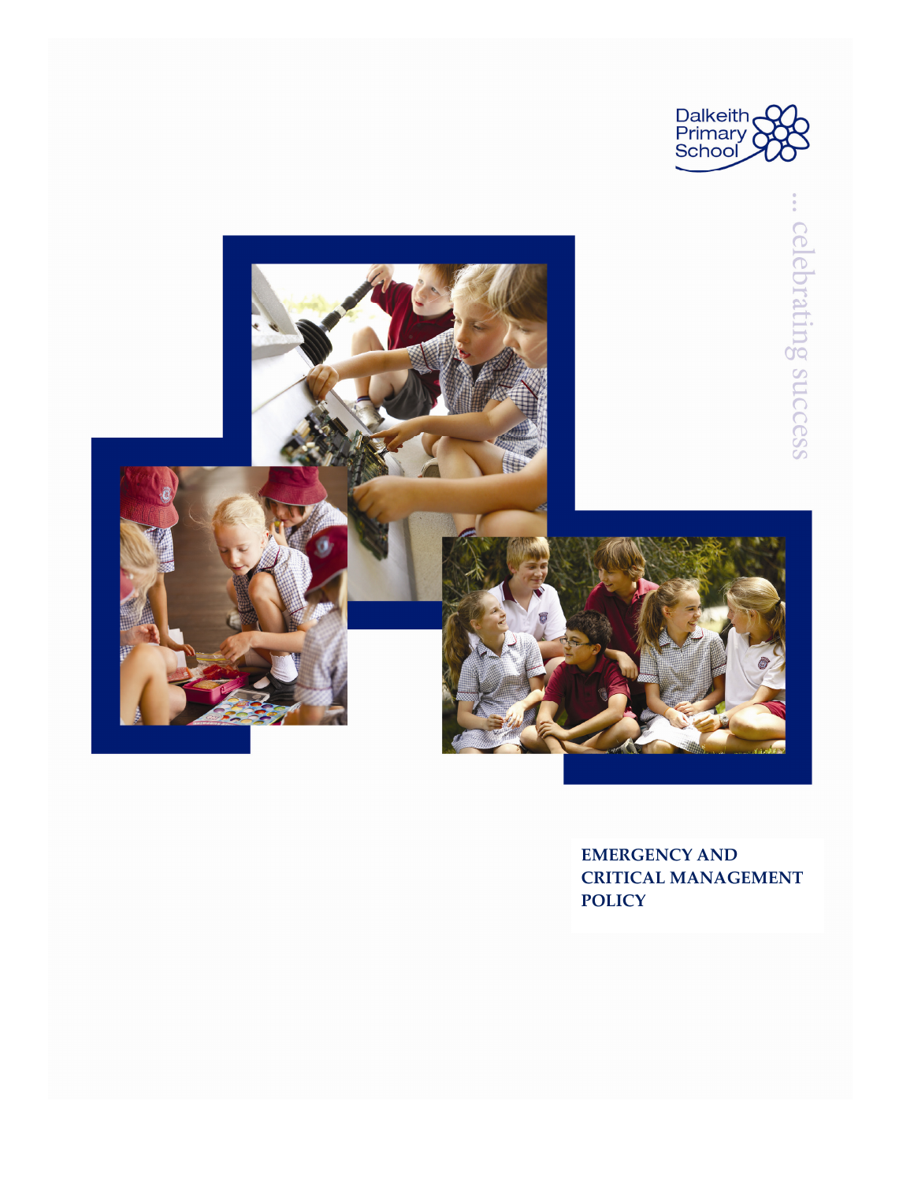Dalkeith Primary School

... celebrating success

# EMERGENCY AND CRITICAL MANAGEMENT POLICY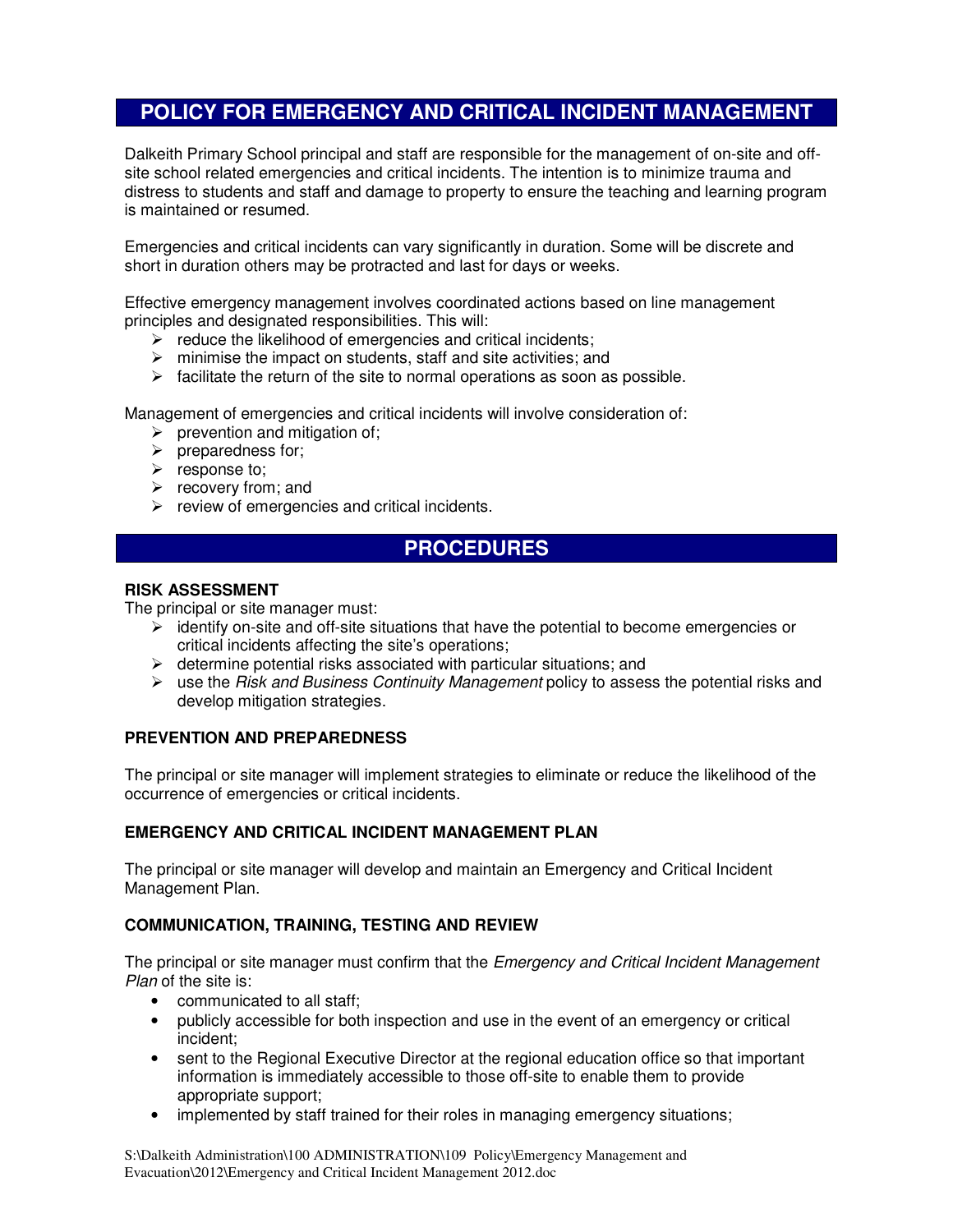# POLICY FOR EMERGENCY AND CRITICAL INCIDENT MANAGEMENT

Dalkeith Primary School principal and staff are responsible for the management of on-site and off-site school related emergencies and critical incidents. The intention is to minimize trauma and distress to students and staff and damage to property to ensure the teaching and learning program is maintained or resumed.

Emergencies and critical incidents can vary significantly in duration. Some will be discrete and short in duration others may be protracted and last for days or weeks.

Effective emergency management involves coordinated actions based on line management principles and designated responsibilities. This will:

- reduce the likelihood of emergencies and critical incidents;
- minimise the impact on students, staff and site activities; and
- facilitate the return of the site to normal operations as soon as possible.

Management of emergencies and critical incidents will involve consideration of:

- prevention and mitigation of;
- preparedness for;
- response to;
- recovery from; and
- review of emergencies and critical incidents.

# PROCEDURES

**RISK ASSESSMENT**

The principal or site manager must:

- identify on-site and off-site situations that have the potential to become emergencies or critical incidents affecting the site's operations;
- determine potential risks associated with particular situations; and
- use the *Risk and Business Continuity Management* policy to assess the potential risks and develop mitigation strategies.

**PREVENTION AND PREPAREDNESS**

The principal or site manager will implement strategies to eliminate or reduce the likelihood of the occurrence of emergencies or critical incidents.

**EMERGENCY AND CRITICAL INCIDENT MANAGEMENT PLAN**

The principal or site manager will develop and maintain an Emergency and Critical Incident Management Plan.

**COMMUNICATION, TRAINING, TESTING AND REVIEW**

The principal or site manager must confirm that the *Emergency and Critical Incident Management Plan* of the site is:

- communicated to all staff;
- publicly accessible for both inspection and use in the event of an emergency or critical incident;
- sent to the Regional Executive Director at the regional education office so that important information is immediately accessible to those off-site to enable them to provide appropriate support;
- implemented by staff trained for their roles in managing emergency situations;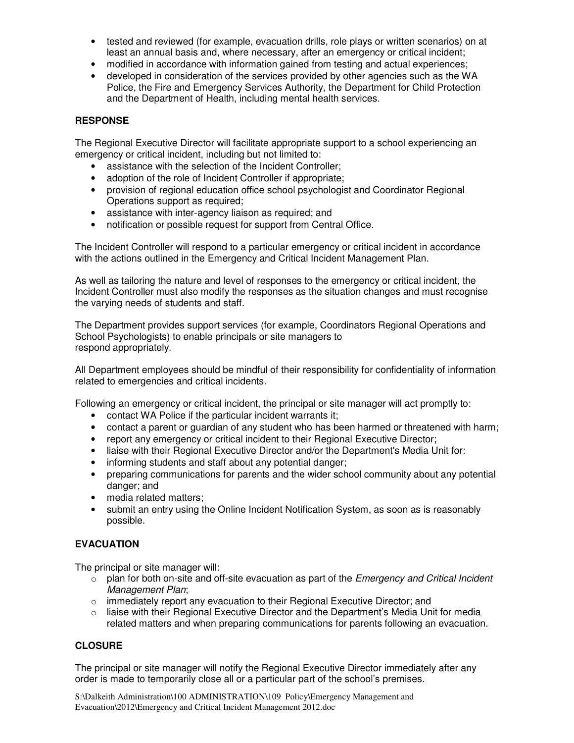- tested and reviewed (for example, evacuation drills, role plays or written scenarios) on at least an annual basis and, where necessary, after an emergency or critical incident;
- modified in accordance with information gained from testing and actual experiences;
- developed in consideration of the services provided by other agencies such as the WA Police, the Fire and Emergency Services Authority, the Department for Child Protection and the Department of Health, including mental health services.

**RESPONSE**

The Regional Executive Director will facilitate appropriate support to a school experiencing an emergency or critical incident, including but not limited to:

- assistance with the selection of the Incident Controller;
- adoption of the role of Incident Controller if appropriate;
- provision of regional education office school psychologist and Coordinator Regional Operations support as required;
- assistance with inter-agency liaison as required; and
- notification or possible request for support from Central Office.

The Incident Controller will respond to a particular emergency or critical incident in accordance with the actions outlined in the Emergency and Critical Incident Management Plan.

As well as tailoring the nature and level of responses to the emergency or critical incident, the Incident Controller must also modify the responses as the situation changes and must recognise the varying needs of students and staff.

The Department provides support services (for example, Coordinators Regional Operations and School Psychologists) to enable principals or site managers to respond appropriately.

All Department employees should be mindful of their responsibility for confidentiality of information related to emergencies and critical incidents.

Following an emergency or critical incident, the principal or site manager will act promptly to:

- contact WA Police if the particular incident warrants it;
- contact a parent or guardian of any student who has been harmed or threatened with harm;
- report any emergency or critical incident to their Regional Executive Director;
- liaise with their Regional Executive Director and/or the Department's Media Unit for:
- informing students and staff about any potential danger;
- preparing communications for parents and the wider school community about any potential danger; and
- media related matters;
- submit an entry using the Online Incident Notification System, as soon as is reasonably possible.

**EVACUATION**

The principal or site manager will:

- plan for both on-site and off-site evacuation as part of the *Emergency and Critical Incident Management Plan*;
- immediately report any evacuation to their Regional Executive Director; and
- liaise with their Regional Executive Director and the Department's Media Unit for media related matters and when preparing communications for parents following an evacuation.

**CLOSURE**

The principal or site manager will notify the Regional Executive Director immediately after any order is made to temporarily close all or a particular part of the school's premises.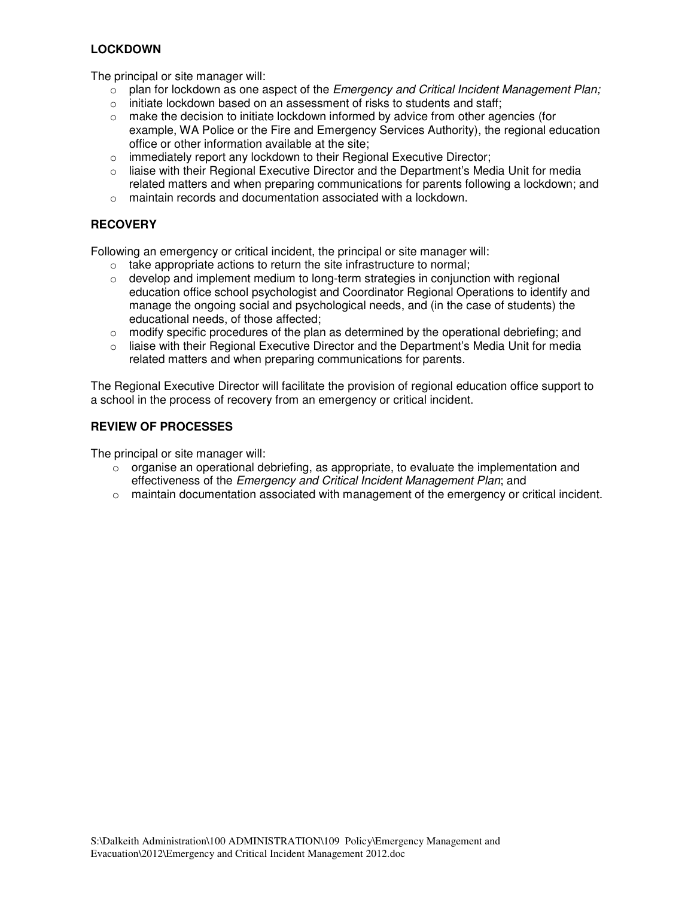**LOCKDOWN**

The principal or site manager will:

- plan for lockdown as one aspect of the *Emergency and Critical Incident Management Plan;*
- initiate lockdown based on an assessment of risks to students and staff;
- make the decision to initiate lockdown informed by advice from other agencies (for example, WA Police or the Fire and Emergency Services Authority), the regional education office or other information available at the site;
- immediately report any lockdown to their Regional Executive Director;
- liaise with their Regional Executive Director and the Department's Media Unit for media related matters and when preparing communications for parents following a lockdown; and
- maintain records and documentation associated with a lockdown.

**RECOVERY**

Following an emergency or critical incident, the principal or site manager will:

- take appropriate actions to return the site infrastructure to normal;
- develop and implement medium to long-term strategies in conjunction with regional education office school psychologist and Coordinator Regional Operations to identify and manage the ongoing social and psychological needs, and (in the case of students) the educational needs, of those affected;
- modify specific procedures of the plan as determined by the operational debriefing; and
- liaise with their Regional Executive Director and the Department's Media Unit for media related matters and when preparing communications for parents.

The Regional Executive Director will facilitate the provision of regional education office support to a school in the process of recovery from an emergency or critical incident.

**REVIEW OF PROCESSES**

The principal or site manager will:

- organise an operational debriefing, as appropriate, to evaluate the implementation and effectiveness of the *Emergency and Critical Incident Management Plan*; and
- maintain documentation associated with management of the emergency or critical incident.